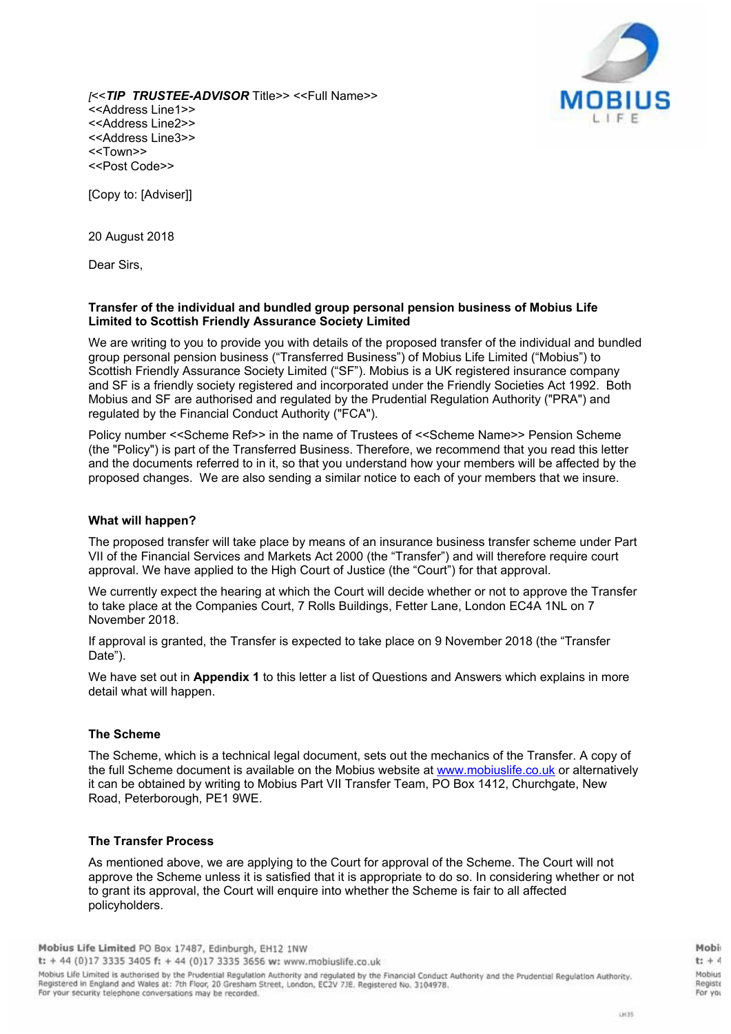[<<**_TIP TRUSTEE-ADVISOR_** Title>> <<Full Name>>
<<Address Line1>>
<<Address Line2>>
<<Address Line3>>
<<Town>>
<<Post Code>>

[Copy to: [Adviser]]

20 August 2018

Dear Sirs,

**Transfer of the individual and bundled group personal pension business of Mobius Life Limited to Scottish Friendly Assurance Society Limited**

We are writing to you to provide you with details of the proposed transfer of the individual and bundled group personal pension business ("Transferred Business") of Mobius Life Limited ("Mobius") to Scottish Friendly Assurance Society Limited ("SF"). Mobius is a UK registered insurance company and SF is a friendly society registered and incorporated under the Friendly Societies Act 1992. Both Mobius and SF are authorised and regulated by the Prudential Regulation Authority ("PRA") and regulated by the Financial Conduct Authority ("FCA").

Policy number <<Scheme Ref>> in the name of Trustees of <<Scheme Name>> Pension Scheme (the "Policy") is part of the Transferred Business. Therefore, we recommend that you read this letter and the documents referred to in it, so that you understand how your members will be affected by the proposed changes. We are also sending a similar notice to each of your members that we insure.

**What will happen?**

The proposed transfer will take place by means of an insurance business transfer scheme under Part VII of the Financial Services and Markets Act 2000 (the "Transfer") and will therefore require court approval. We have applied to the High Court of Justice (the "Court") for that approval.

We currently expect the hearing at which the Court will decide whether or not to approve the Transfer to take place at the Companies Court, 7 Rolls Buildings, Fetter Lane, London EC4A 1NL on 7 November 2018.

If approval is granted, the Transfer is expected to take place on 9 November 2018 (the "Transfer Date").

We have set out in **Appendix 1** to this letter a list of Questions and Answers which explains in more detail what will happen.

**The Scheme**

The Scheme, which is a technical legal document, sets out the mechanics of the Transfer. A copy of the full Scheme document is available on the Mobius website at www.mobiuslife.co.uk or alternatively it can be obtained by writing to Mobius Part VII Transfer Team, PO Box 1412, Churchgate, New Road, Peterborough, PE1 9WE.

**The Transfer Process**

As mentioned above, we are applying to the Court for approval of the Scheme. The Court will not approve the Scheme unless it is satisfied that it is appropriate to do so. In considering whether or not to grant its approval, the Court will enquire into whether the Scheme is fair to all affected policyholders.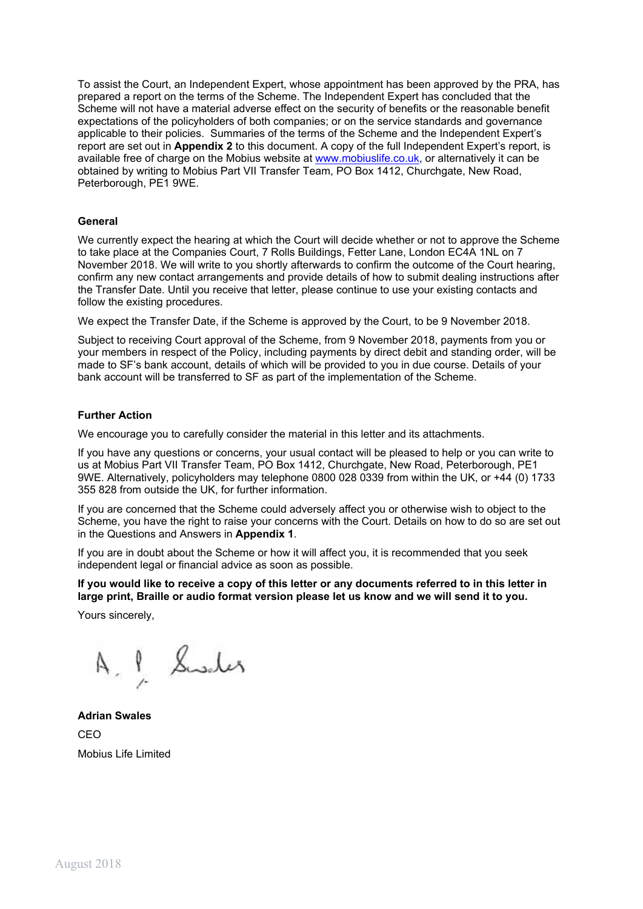To assist the Court, an Independent Expert, whose appointment has been approved by the PRA, has prepared a report on the terms of the Scheme. The Independent Expert has concluded that the Scheme will not have a material adverse effect on the security of benefits or the reasonable benefit expectations of the policyholders of both companies; or on the service standards and governance applicable to their policies. Summaries of the terms of the Scheme and the Independent Expert's report are set out in **Appendix 2** to this document. A copy of the full Independent Expert's report, is available free of charge on the Mobius website at www.mobiuslife.co.uk, or alternatively it can be obtained by writing to Mobius Part VII Transfer Team, PO Box 1412, Churchgate, New Road, Peterborough, PE1 9WE.

**General**

We currently expect the hearing at which the Court will decide whether or not to approve the Scheme to take place at the Companies Court, 7 Rolls Buildings, Fetter Lane, London EC4A 1NL on 7 November 2018. We will write to you shortly afterwards to confirm the outcome of the Court hearing, confirm any new contact arrangements and provide details of how to submit dealing instructions after the Transfer Date. Until you receive that letter, please continue to use your existing contacts and follow the existing procedures.

We expect the Transfer Date, if the Scheme is approved by the Court, to be 9 November 2018.

Subject to receiving Court approval of the Scheme, from 9 November 2018, payments from you or your members in respect of the Policy, including payments by direct debit and standing order, will be made to SF's bank account, details of which will be provided to you in due course. Details of your bank account will be transferred to SF as part of the implementation of the Scheme.

**Further Action**

We encourage you to carefully consider the material in this letter and its attachments.

If you have any questions or concerns, your usual contact will be pleased to help or you can write to us at Mobius Part VII Transfer Team, PO Box 1412, Churchgate, New Road, Peterborough, PE1 9WE. Alternatively, policyholders may telephone 0800 028 0339 from within the UK, or +44 (0) 1733 355 828 from outside the UK, for further information.

If you are concerned that the Scheme could adversely affect you or otherwise wish to object to the Scheme, you have the right to raise your concerns with the Court. Details on how to do so are set out in the Questions and Answers in **Appendix 1**.

If you are in doubt about the Scheme or how it will affect you, it is recommended that you seek independent legal or financial advice as soon as possible.

**If you would like to receive a copy of this letter or any documents referred to in this letter in large print, Braille or audio format version please let us know and we will send it to you.**

Yours sincerely,

A. P. Swales

**Adrian Swales**

CEO

Mobius Life Limited

August 2018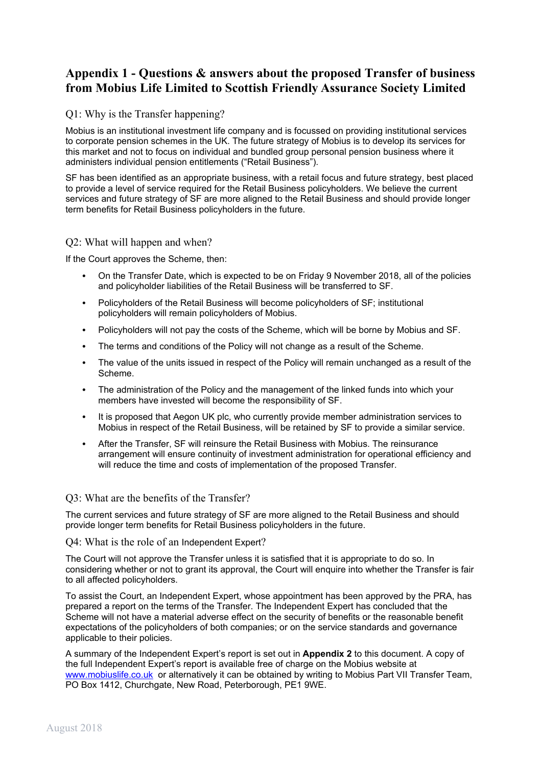# Appendix 1 - Questions & answers about the proposed Transfer of business from Mobius Life Limited to Scottish Friendly Assurance Society Limited

## Q1: Why is the Transfer happening?

Mobius is an institutional investment life company and is focussed on providing institutional services to corporate pension schemes in the UK. The future strategy of Mobius is to develop its services for this market and not to focus on individual and bundled group personal pension business where it administers individual pension entitlements ("Retail Business").

SF has been identified as an appropriate business, with a retail focus and future strategy, best placed to provide a level of service required for the Retail Business policyholders. We believe the current services and future strategy of SF are more aligned to the Retail Business and should provide longer term benefits for Retail Business policyholders in the future.

## Q2: What will happen and when?

If the Court approves the Scheme, then:

- On the Transfer Date, which is expected to be on Friday 9 November 2018, all of the policies and policyholder liabilities of the Retail Business will be transferred to SF.
- Policyholders of the Retail Business will become policyholders of SF; institutional policyholders will remain policyholders of Mobius.
- Policyholders will not pay the costs of the Scheme, which will be borne by Mobius and SF.
- The terms and conditions of the Policy will not change as a result of the Scheme.
- The value of the units issued in respect of the Policy will remain unchanged as a result of the Scheme.
- The administration of the Policy and the management of the linked funds into which your members have invested will become the responsibility of SF.
- It is proposed that Aegon UK plc, who currently provide member administration services to Mobius in respect of the Retail Business, will be retained by SF to provide a similar service.
- After the Transfer, SF will reinsure the Retail Business with Mobius. The reinsurance arrangement will ensure continuity of investment administration for operational efficiency and will reduce the time and costs of implementation of the proposed Transfer.

## Q3: What are the benefits of the Transfer?

The current services and future strategy of SF are more aligned to the Retail Business and should provide longer term benefits for Retail Business policyholders in the future.

## Q4: What is the role of an Independent Expert?

The Court will not approve the Transfer unless it is satisfied that it is appropriate to do so. In considering whether or not to grant its approval, the Court will enquire into whether the Transfer is fair to all affected policyholders.

To assist the Court, an Independent Expert, whose appointment has been approved by the PRA, has prepared a report on the terms of the Transfer. The Independent Expert has concluded that the Scheme will not have a material adverse effect on the security of benefits or the reasonable benefit expectations of the policyholders of both companies; or on the service standards and governance applicable to their policies.

A summary of the Independent Expert's report is set out in **Appendix 2** to this document. A copy of the full Independent Expert's report is available free of charge on the Mobius website at [www.mobiuslife.co.uk](www.mobiuslife.co.uk) or alternatively it can be obtained by writing to Mobius Part VII Transfer Team, PO Box 1412, Churchgate, New Road, Peterborough, PE1 9WE.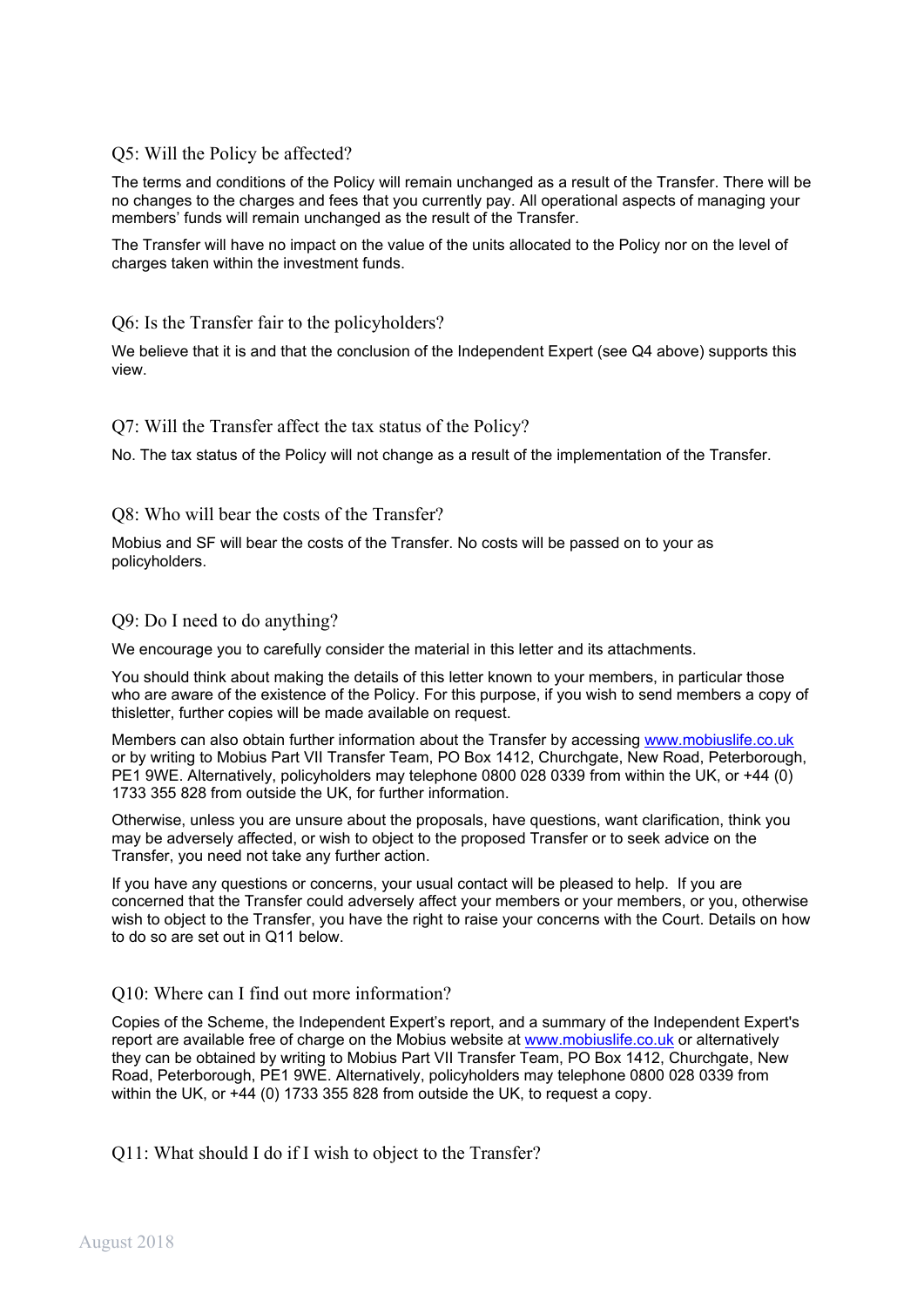## Q5: Will the Policy be affected?

The terms and conditions of the Policy will remain unchanged as a result of the Transfer. There will be no changes to the charges and fees that you currently pay. All operational aspects of managing your members' funds will remain unchanged as the result of the Transfer.

The Transfer will have no impact on the value of the units allocated to the Policy nor on the level of charges taken within the investment funds.

## Q6: Is the Transfer fair to the policyholders?

We believe that it is and that the conclusion of the Independent Expert (see Q4 above) supports this view.

## Q7: Will the Transfer affect the tax status of the Policy?

No. The tax status of the Policy will not change as a result of the implementation of the Transfer.

## Q8: Who will bear the costs of the Transfer?

Mobius and SF will bear the costs of the Transfer. No costs will be passed on to your as policyholders.

## Q9: Do I need to do anything?

We encourage you to carefully consider the material in this letter and its attachments.

You should think about making the details of this letter known to your members, in particular those who are aware of the existence of the Policy. For this purpose, if you wish to send members a copy of thisletter, further copies will be made available on request.

Members can also obtain further information about the Transfer by accessing www.mobiuslife.co.uk or by writing to Mobius Part VII Transfer Team, PO Box 1412, Churchgate, New Road, Peterborough, PE1 9WE. Alternatively, policyholders may telephone 0800 028 0339 from within the UK, or +44 (0) 1733 355 828 from outside the UK, for further information.

Otherwise, unless you are unsure about the proposals, have questions, want clarification, think you may be adversely affected, or wish to object to the proposed Transfer or to seek advice on the Transfer, you need not take any further action.

If you have any questions or concerns, your usual contact will be pleased to help. If you are concerned that the Transfer could adversely affect your members or your members, or you, otherwise wish to object to the Transfer, you have the right to raise your concerns with the Court. Details on how to do so are set out in Q11 below.

## Q10: Where can I find out more information?

Copies of the Scheme, the Independent Expert's report, and a summary of the Independent Expert's report are available free of charge on the Mobius website at www.mobiuslife.co.uk or alternatively they can be obtained by writing to Mobius Part VII Transfer Team, PO Box 1412, Churchgate, New Road, Peterborough, PE1 9WE. Alternatively, policyholders may telephone 0800 028 0339 from within the UK, or +44 (0) 1733 355 828 from outside the UK, to request a copy.

## Q11: What should I do if I wish to object to the Transfer?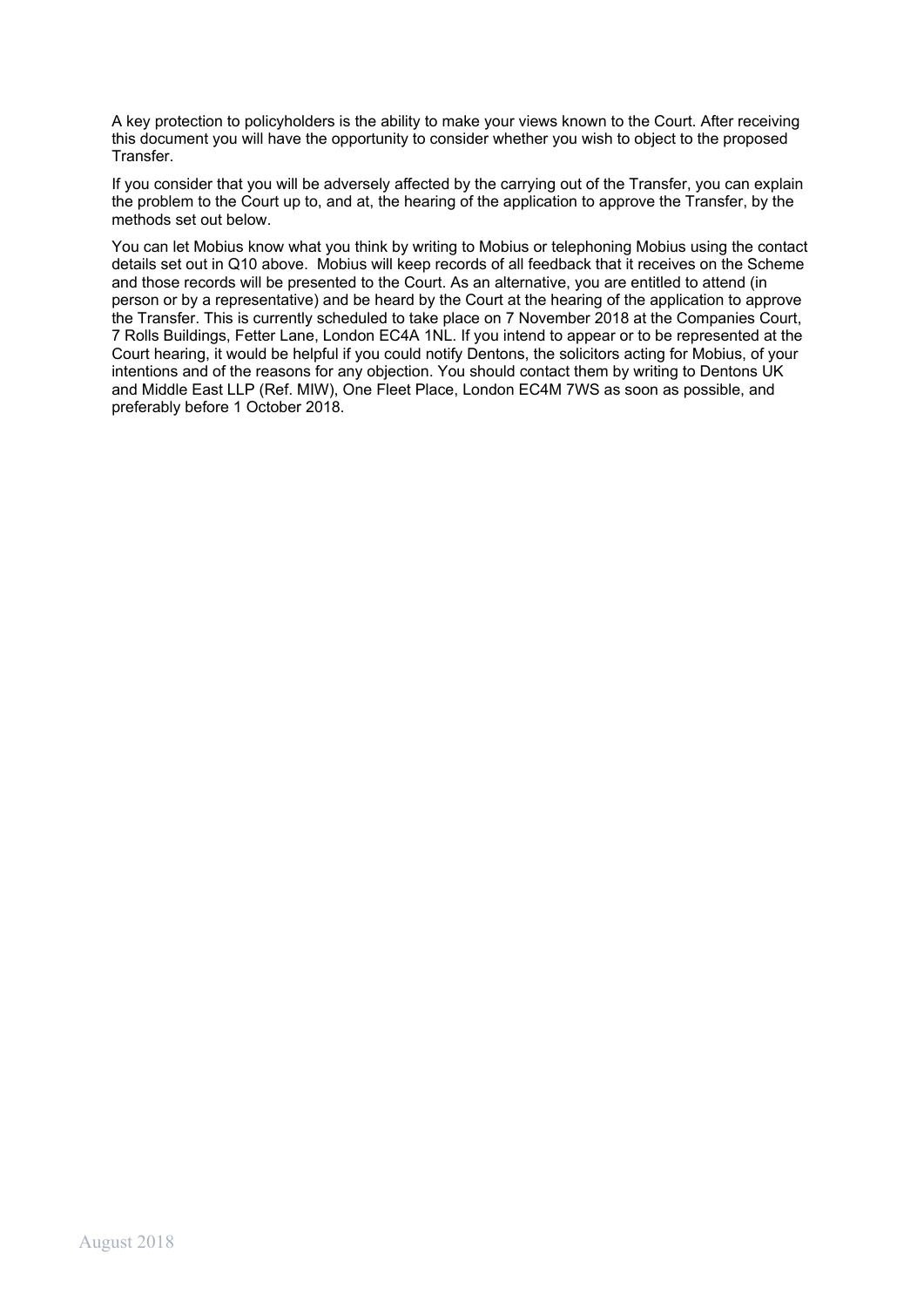A key protection to policyholders is the ability to make your views known to the Court. After receiving this document you will have the opportunity to consider whether you wish to object to the proposed Transfer.

If you consider that you will be adversely affected by the carrying out of the Transfer, you can explain the problem to the Court up to, and at, the hearing of the application to approve the Transfer, by the methods set out below.

You can let Mobius know what you think by writing to Mobius or telephoning Mobius using the contact details set out in Q10 above. Mobius will keep records of all feedback that it receives on the Scheme and those records will be presented to the Court. As an alternative, you are entitled to attend (in person or by a representative) and be heard by the Court at the hearing of the application to approve the Transfer. This is currently scheduled to take place on 7 November 2018 at the Companies Court, 7 Rolls Buildings, Fetter Lane, London EC4A 1NL. If you intend to appear or to be represented at the Court hearing, it would be helpful if you could notify Dentons, the solicitors acting for Mobius, of your intentions and of the reasons for any objection. You should contact them by writing to Dentons UK and Middle East LLP (Ref. MIW), One Fleet Place, London EC4M 7WS as soon as possible, and preferably before 1 October 2018.